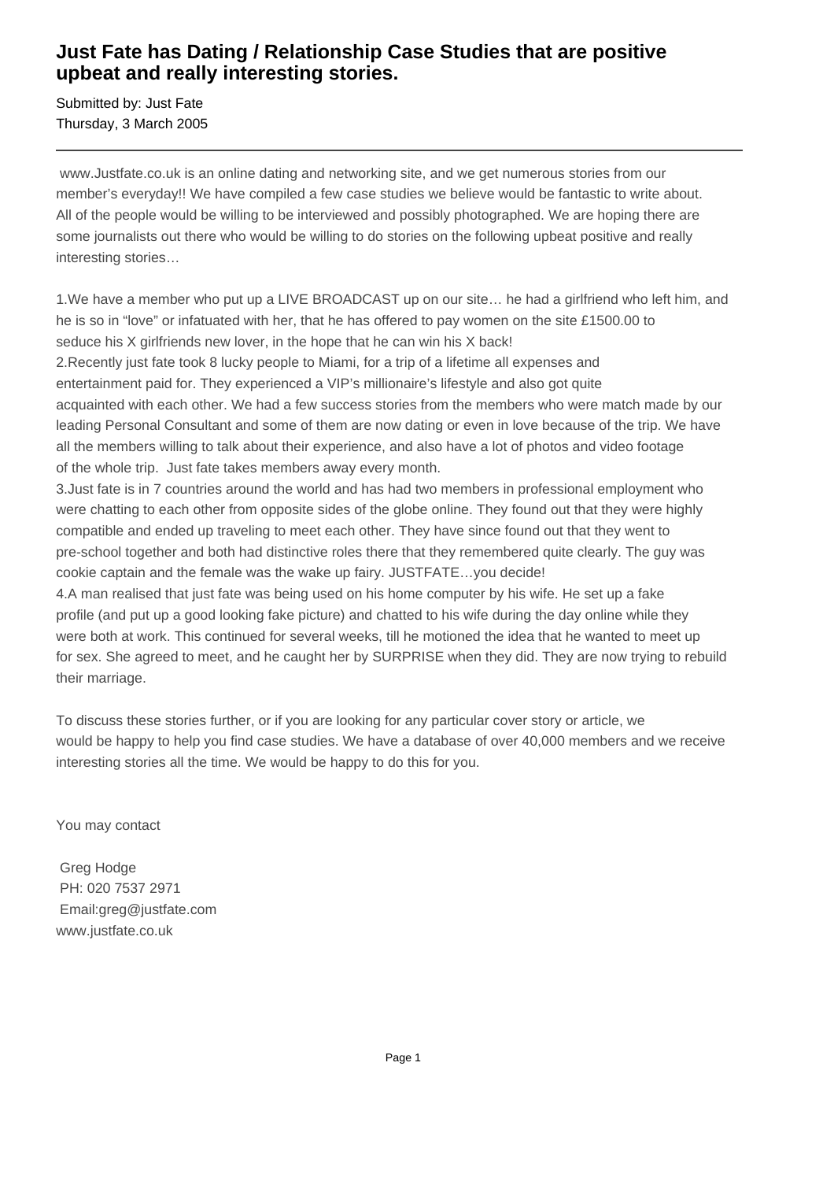# Just Fate has Dating / Relationship Case Studies that are positive upbeat and really interesting stories.

Submitted by: Just Fate
Thursday, 3 March 2005

---

www.Justfate.co.uk is an online dating and networking site, and we get numerous stories from our member's everyday!! We have compiled a few case studies we believe would be fantastic to write about. All of the people would be willing to be interviewed and possibly photographed. We are hoping there are some journalists out there who would be willing to do stories on the following upbeat positive and really interesting stories…

1.We have a member who put up a LIVE BROADCAST up on our site… he had a girlfriend who left him, and he is so in "love" or infatuated with her, that he has offered to pay women on the site £1500.00 to seduce his X girlfriends new lover, in the hope that he can win his X back!

2.Recently just fate took 8 lucky people to Miami, for a trip of a lifetime all expenses and entertainment paid for. They experienced a VIP's millionaire's lifestyle and also got quite acquainted with each other. We had a few success stories from the members who were match made by our leading Personal Consultant and some of them are now dating or even in love because of the trip. We have all the members willing to talk about their experience, and also have a lot of photos and video footage of the whole trip. Just fate takes members away every month.

3.Just fate is in 7 countries around the world and has had two members in professional employment who were chatting to each other from opposite sides of the globe online. They found out that they were highly compatible and ended up traveling to meet each other. They have since found out that they went to pre-school together and both had distinctive roles there that they remembered quite clearly. The guy was cookie captain and the female was the wake up fairy. JUSTFATE…you decide!

4.A man realised that just fate was being used on his home computer by his wife. He set up a fake profile (and put up a good looking fake picture) and chatted to his wife during the day online while they were both at work. This continued for several weeks, till he motioned the idea that he wanted to meet up for sex. She agreed to meet, and he caught her by SURPRISE when they did. They are now trying to rebuild their marriage.

To discuss these stories further, or if you are looking for any particular cover story or article, we would be happy to help you find case studies. We have a database of over 40,000 members and we receive interesting stories all the time. We would be happy to do this for you.

You may contact

Greg Hodge
PH: 020 7537 2971
Email:greg@justfate.com
www.justfate.co.uk